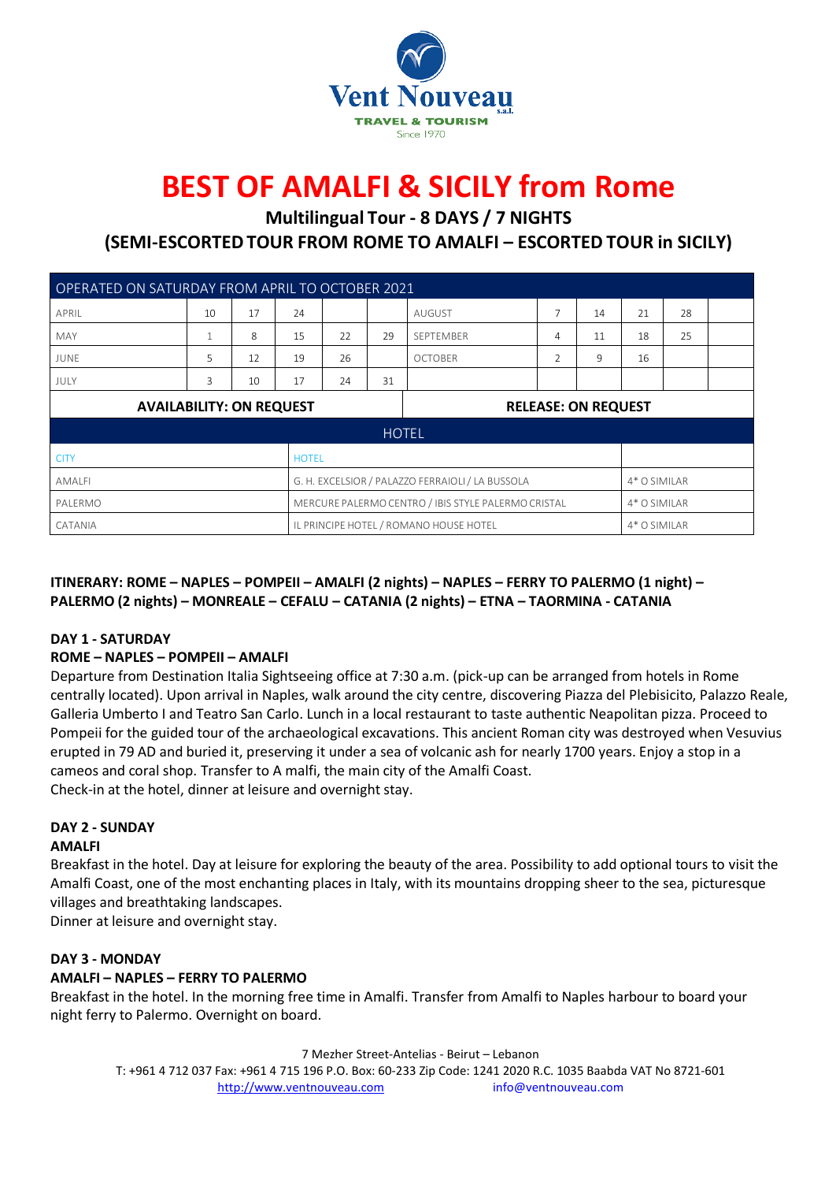Vent Nouveau s.a.l.

TRAVEL & TOURISM

Since 1970

# BEST OF AMALFI & SICILY from Rome

## Multilingual Tour - 8 DAYS / 7 NIGHTS

## (SEMI-ESCORTED TOUR FROM ROME TO AMALFI – ESCORTED TOUR in SICILY)

| OPERATED ON SATURDAY FROM APRIL TO OCTOBER 2021 | | | | | | | | | | | |
|---|---|---|---|---|---|---|---|---|---|---|---|
| APRIL | 10 | 17 | 24 | | | AUGUST | 7 | 14 | 21 | 28 | |
| MAY | 1 | 8 | 15 | 22 | 29 | SEPTEMBER | 4 | 11 | 18 | 25 | |
| JUNE | 5 | 12 | 19 | 26 | | OCTOBER | 2 | 9 | 16 | | |
| JULY | 3 | 10 | 17 | 24 | 31 | | | | | | |
| **AVAILABILITY: ON REQUEST** | | | | | | **RELEASE: ON REQUEST** | | | | | |

| HOTEL | | |
|---|---|---|
| CITY | HOTEL | |
| AMALFI | G. H. EXCELSIOR / PALAZZO FERRAIOLI / LA BUSSOLA | 4* O SIMILAR |
| PALERMO | MERCURE PALERMO CENTRO / IBIS STYLE PALERMO CRISTAL | 4* O SIMILAR |
| CATANIA | IL PRINCIPE HOTEL / ROMANO HOUSE HOTEL | 4* O SIMILAR |

**ITINERARY: ROME – NAPLES – POMPEII – AMALFI (2 nights) – NAPLES – FERRY TO PALERMO (1 night) – PALERMO (2 nights) – MONREALE – CEFALU – CATANIA (2 nights) – ETNA – TAORMINA - CATANIA**

**DAY 1 - SATURDAY**

**ROME – NAPLES – POMPEII – AMALFI**

Departure from Destination Italia Sightseeing office at 7:30 a.m. (pick-up can be arranged from hotels in Rome centrally located). Upon arrival in Naples, walk around the city centre, discovering Piazza del Plebisicito, Palazzo Reale, Galleria Umberto I and Teatro San Carlo. Lunch in a local restaurant to taste authentic Neapolitan pizza. Proceed to Pompeii for the guided tour of the archaeological excavations. This ancient Roman city was destroyed when Vesuvius erupted in 79 AD and buried it, preserving it under a sea of volcanic ash for nearly 1700 years. Enjoy a stop in a cameos and coral shop. Transfer to A malfi, the main city of the Amalfi Coast.
Check-in at the hotel, dinner at leisure and overnight stay.

**DAY 2 - SUNDAY**

**AMALFI**

Breakfast in the hotel. Day at leisure for exploring the beauty of the area. Possibility to add optional tours to visit the Amalfi Coast, one of the most enchanting places in Italy, with its mountains dropping sheer to the sea, picturesque villages and breathtaking landscapes.
Dinner at leisure and overnight stay.

**DAY 3 - MONDAY**

**AMALFI – NAPLES – FERRY TO PALERMO**

Breakfast in the hotel. In the morning free time in Amalfi. Transfer from Amalfi to Naples harbour to board your night ferry to Palermo. Overnight on board.

7 Mezher Street-Antelias - Beirut – Lebanon

T: +961 4 712 037 Fax: +961 4 715 196 P.O. Box: 60-233 Zip Code: 1241 2020 R.C. 1035 Baabda VAT No 8721-601

http://www.ventnouveau.com info@ventnouveau.com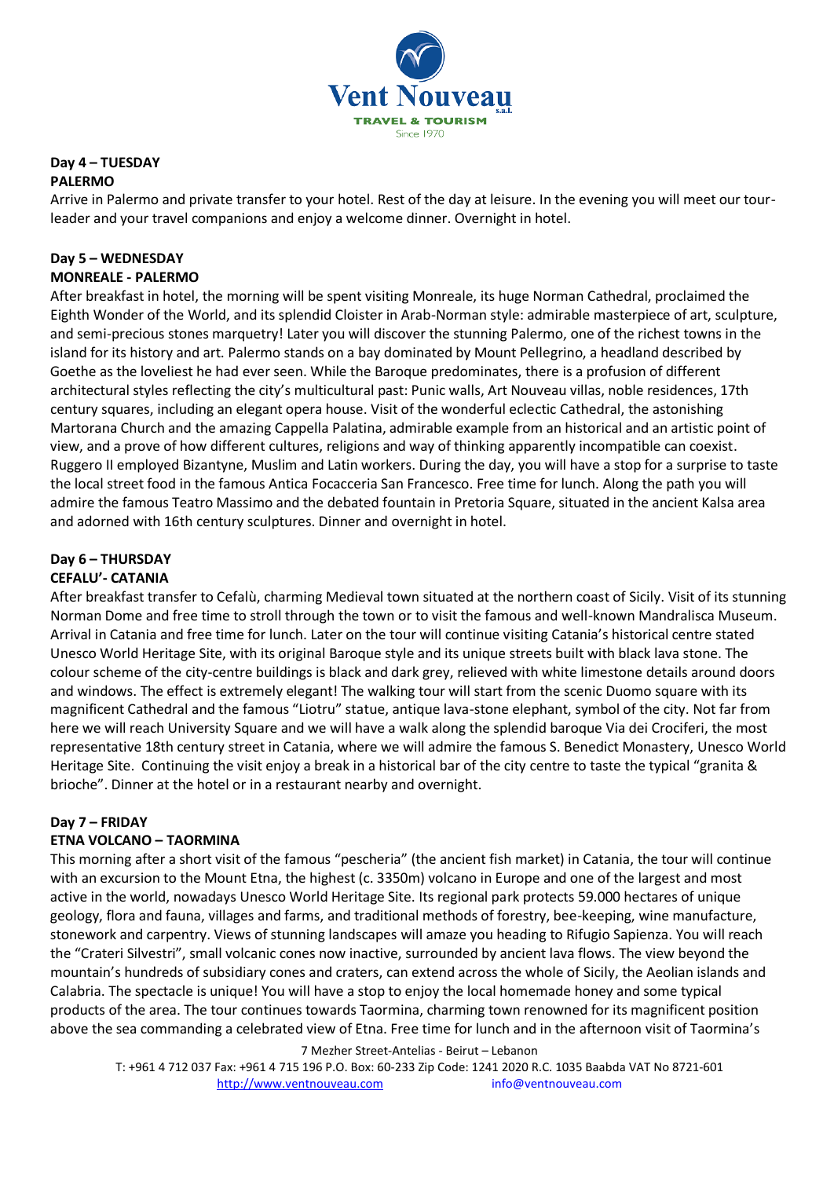**Day 4 – TUESDAY**
**PALERMO**

Arrive in Palermo and private transfer to your hotel. Rest of the day at leisure. In the evening you will meet our tour-leader and your travel companions and enjoy a welcome dinner. Overnight in hotel.

**Day 5 – WEDNESDAY**
**MONREALE - PALERMO**

After breakfast in hotel, the morning will be spent visiting Monreale, its huge Norman Cathedral, proclaimed the Eighth Wonder of the World, and its splendid Cloister in Arab-Norman style: admirable masterpiece of art, sculpture, and semi-precious stones marquetry! Later you will discover the stunning Palermo, one of the richest towns in the island for its history and art. Palermo stands on a bay dominated by Mount Pellegrino, a headland described by Goethe as the loveliest he had ever seen. While the Baroque predominates, there is a profusion of different architectural styles reflecting the city's multicultural past: Punic walls, Art Nouveau villas, noble residences, 17th century squares, including an elegant opera house. Visit of the wonderful eclectic Cathedral, the astonishing Martorana Church and the amazing Cappella Palatina, admirable example from an historical and an artistic point of view, and a prove of how different cultures, religions and way of thinking apparently incompatible can coexist. Ruggero II employed Bizantyne, Muslim and Latin workers. During the day, you will have a stop for a surprise to taste the local street food in the famous Antica Focacceria San Francesco. Free time for lunch. Along the path you will admire the famous Teatro Massimo and the debated fountain in Pretoria Square, situated in the ancient Kalsa area and adorned with 16th century sculptures. Dinner and overnight in hotel.

**Day 6 – THURSDAY**
**CEFALU'- CATANIA**

After breakfast transfer to Cefalù, charming Medieval town situated at the northern coast of Sicily. Visit of its stunning Norman Dome and free time to stroll through the town or to visit the famous and well-known Mandralisca Museum. Arrival in Catania and free time for lunch. Later on the tour will continue visiting Catania's historical centre stated Unesco World Heritage Site, with its original Baroque style and its unique streets built with black lava stone. The colour scheme of the city-centre buildings is black and dark grey, relieved with white limestone details around doors and windows. The effect is extremely elegant! The walking tour will start from the scenic Duomo square with its magnificent Cathedral and the famous "Liotru" statue, antique lava-stone elephant, symbol of the city. Not far from here we will reach University Square and we will have a walk along the splendid baroque Via dei Crociferi, the most representative 18th century street in Catania, where we will admire the famous S. Benedict Monastery, Unesco World Heritage Site. Continuing the visit enjoy a break in a historical bar of the city centre to taste the typical "granita & brioche". Dinner at the hotel or in a restaurant nearby and overnight.

**Day 7 – FRIDAY**
**ETNA VOLCANO – TAORMINA**

This morning after a short visit of the famous "pescheria" (the ancient fish market) in Catania, the tour will continue with an excursion to the Mount Etna, the highest (c. 3350m) volcano in Europe and one of the largest and most active in the world, nowadays Unesco World Heritage Site. Its regional park protects 59.000 hectares of unique geology, flora and fauna, villages and farms, and traditional methods of forestry, bee-keeping, wine manufacture, stonework and carpentry. Views of stunning landscapes will amaze you heading to Rifugio Sapienza. You will reach the "Crateri Silvestri", small volcanic cones now inactive, surrounded by ancient lava flows. The view beyond the mountain's hundreds of subsidiary cones and craters, can extend across the whole of Sicily, the Aeolian islands and Calabria. The spectacle is unique! You will have a stop to enjoy the local homemade honey and some typical products of the area. The tour continues towards Taormina, charming town renowned for its magnificent position above the sea commanding a celebrated view of Etna. Free time for lunch and in the afternoon visit of Taormina's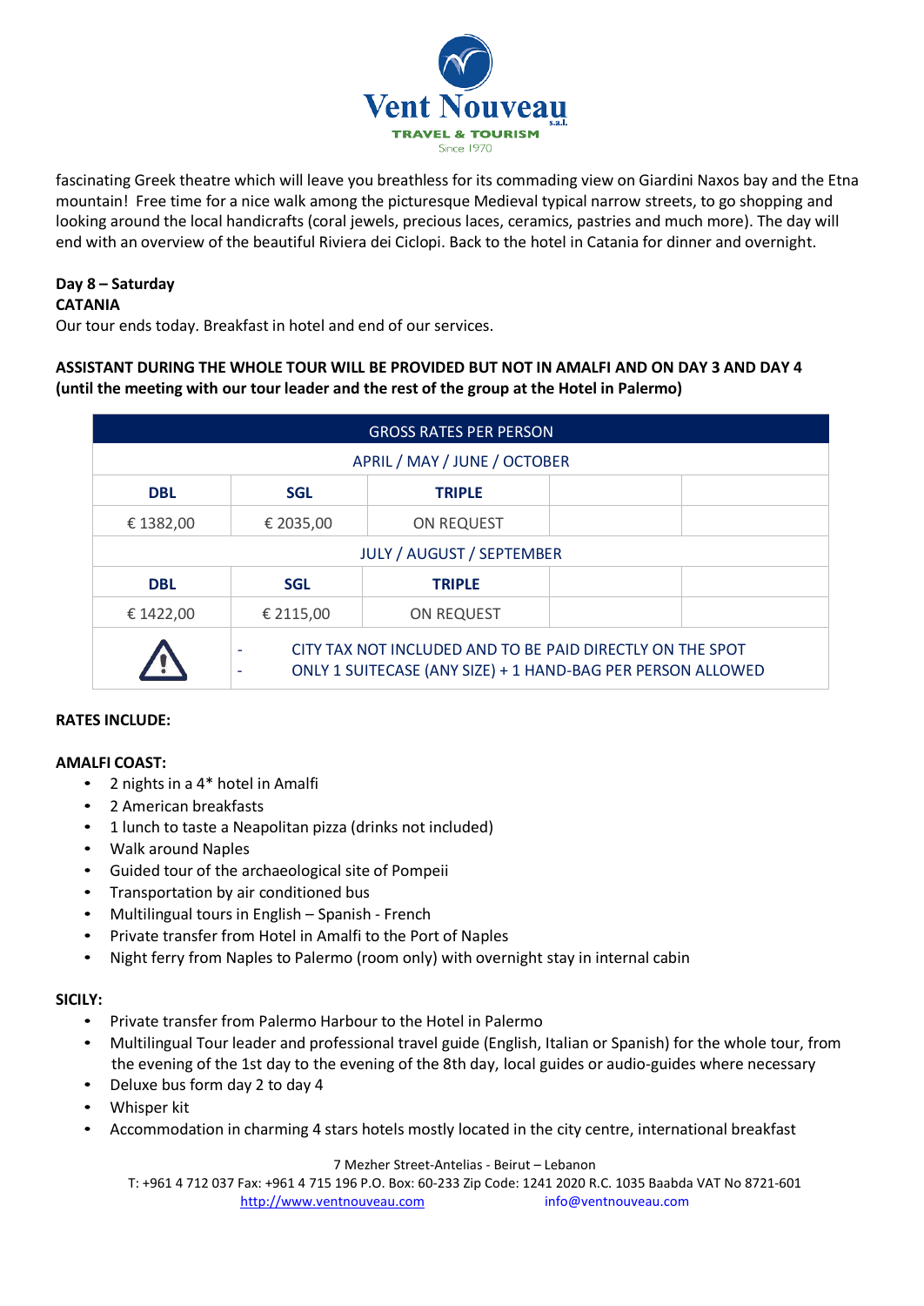fascinating Greek theatre which will leave you breathless for its commading view on Giardini Naxos bay and the Etna mountain! Free time for a nice walk among the picturesque Medieval typical narrow streets, to go shopping and looking around the local handicrafts (coral jewels, precious laces, ceramics, pastries and much more). The day will end with an overview of the beautiful Riviera dei Ciclopi. Back to the hotel in Catania for dinner and overnight.

**Day 8 – Saturday**
**CATANIA**
Our tour ends today. Breakfast in hotel and end of our services.

**ASSISTANT DURING THE WHOLE TOUR WILL BE PROVIDED BUT NOT IN AMALFI AND ON DAY 3 AND DAY 4 (until the meeting with our tour leader and the rest of the group at the Hotel in Palermo)**

| GROSS RATES PER PERSON | | | | |
|---|---|---|---|---|
| APRIL / MAY / JUNE / OCTOBER | | | | |
| **DBL** | **SGL** | **TRIPLE** | | |
| € 1382,00 | € 2035,00 | ON REQUEST | | |
| JULY / AUGUST / SEPTEMBER | | | | |
| **DBL** | **SGL** | **TRIPLE** | | |
| € 1422,00 | € 2115,00 | ON REQUEST | | |
| ⚠ | - CITY TAX NOT INCLUDED AND TO BE PAID DIRECTLY ON THE SPOT<br>- ONLY 1 SUITECASE (ANY SIZE) + 1 HAND-BAG PER PERSON ALLOWED | | | |

**RATES INCLUDE:**

**AMALFI COAST:**

- 2 nights in a 4* hotel in Amalfi
- 2 American breakfasts
- 1 lunch to taste a Neapolitan pizza (drinks not included)
- Walk around Naples
- Guided tour of the archaeological site of Pompeii
- Transportation by air conditioned bus
- Multilingual tours in English – Spanish - French
- Private transfer from Hotel in Amalfi to the Port of Naples
- Night ferry from Naples to Palermo (room only) with overnight stay in internal cabin

**SICILY:**

- Private transfer from Palermo Harbour to the Hotel in Palermo
- Multilingual Tour leader and professional travel guide (English, Italian or Spanish) for the whole tour, from the evening of the 1st day to the evening of the 8th day, local guides or audio-guides where necessary
- Deluxe bus form day 2 to day 4
- Whisper kit
- Accommodation in charming 4 stars hotels mostly located in the city centre, international breakfast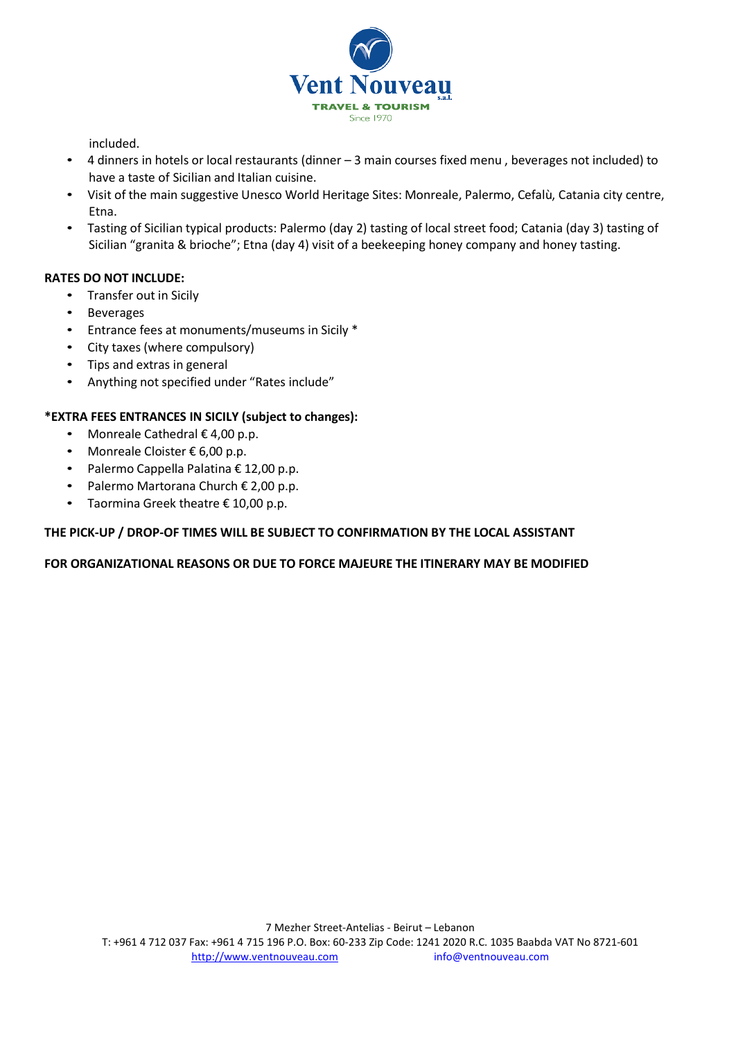included.

- 4 dinners in hotels or local restaurants (dinner – 3 main courses fixed menu , beverages not included) to have a taste of Sicilian and Italian cuisine.
- Visit of the main suggestive Unesco World Heritage Sites: Monreale, Palermo, Cefalù, Catania city centre, Etna.
- Tasting of Sicilian typical products: Palermo (day 2) tasting of local street food; Catania (day 3) tasting of Sicilian "granita & brioche"; Etna (day 4) visit of a beekeeping honey company and honey tasting.

**RATES DO NOT INCLUDE:**

- Transfer out in Sicily
- Beverages
- Entrance fees at monuments/museums in Sicily *
- City taxes (where compulsory)
- Tips and extras in general
- Anything not specified under "Rates include"

***EXTRA FEES ENTRANCES IN SICILY (subject to changes):**

- Monreale Cathedral € 4,00 p.p.
- Monreale Cloister € 6,00 p.p.
- Palermo Cappella Palatina € 12,00 p.p.
- Palermo Martorana Church € 2,00 p.p.
- Taormina Greek theatre € 10,00 p.p.

**THE PICK-UP / DROP-OF TIMES WILL BE SUBJECT TO CONFIRMATION BY THE LOCAL ASSISTANT**

**FOR ORGANIZATIONAL REASONS OR DUE TO FORCE MAJEURE THE ITINERARY MAY BE MODIFIED**